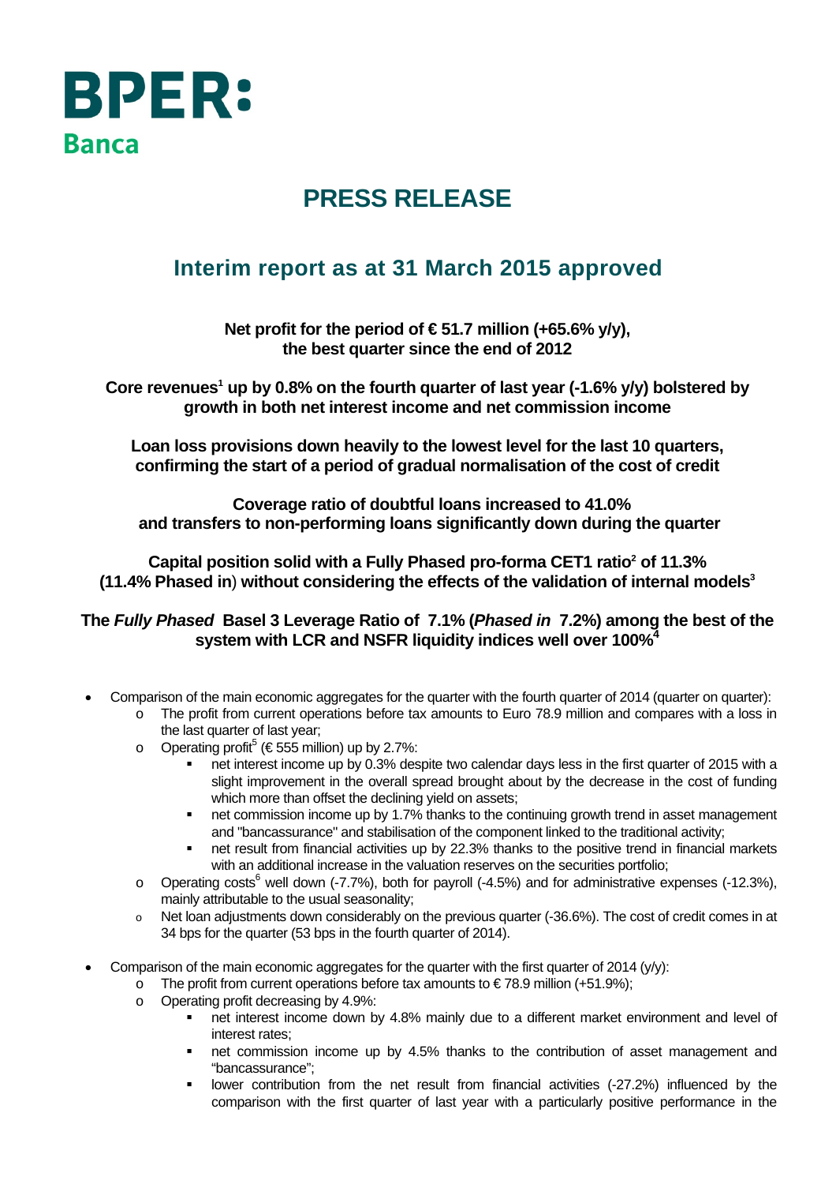BPER:
Banca

# PRESS RELEASE

## Interim report as at 31 March 2015 approved

**Net profit for the period of € 51.7 million (+65.6% y/y), the best quarter since the end of 2012**

**Core revenues[1] up by 0.8% on the fourth quarter of last year (-1.6% y/y) bolstered by growth in both net interest income and net commission income**

**Loan loss provisions down heavily to the lowest level for the last 10 quarters, confirming the start of a period of gradual normalisation of the cost of credit**

**Coverage ratio of doubtful loans increased to 41.0% and transfers to non-performing loans significantly down during the quarter**

**Capital position solid with a Fully Phased pro-forma CET1 ratio[2] of 11.3% (11.4% Phased in) without considering the effects of the validation of internal models[3]**

**The *Fully Phased* Basel 3 Leverage Ratio of 7.1% (*Phased in* 7.2%) among the best of the system with LCR and NSFR liquidity indices well over 100%[4]**

- Comparison of the main economic aggregates for the quarter with the fourth quarter of 2014 (quarter on quarter):
  - The profit from current operations before tax amounts to Euro 78.9 million and compares with a loss in the last quarter of last year;
  - Operating profit[5] (€ 555 million) up by 2.7%:
    - net interest income up by 0.3% despite two calendar days less in the first quarter of 2015 with a slight improvement in the overall spread brought about by the decrease in the cost of funding which more than offset the declining yield on assets;
    - net commission income up by 1.7% thanks to the continuing growth trend in asset management and "bancassurance" and stabilisation of the component linked to the traditional activity;
    - net result from financial activities up by 22.3% thanks to the positive trend in financial markets with an additional increase in the valuation reserves on the securities portfolio;
  - Operating costs[6] well down (-7.7%), both for payroll (-4.5%) and for administrative expenses (-12.3%), mainly attributable to the usual seasonality;
  - Net loan adjustments down considerably on the previous quarter (-36.6%). The cost of credit comes in at 34 bps for the quarter (53 bps in the fourth quarter of 2014).
- Comparison of the main economic aggregates for the quarter with the first quarter of 2014 (y/y):
  - The profit from current operations before tax amounts to € 78.9 million (+51.9%);
  - Operating profit decreasing by 4.9%:
    - net interest income down by 4.8% mainly due to a different market environment and level of interest rates;
    - net commission income up by 4.5% thanks to the contribution of asset management and "bancassurance";
    - lower contribution from the net result from financial activities (-27.2%) influenced by the comparison with the first quarter of last year with a particularly positive performance in the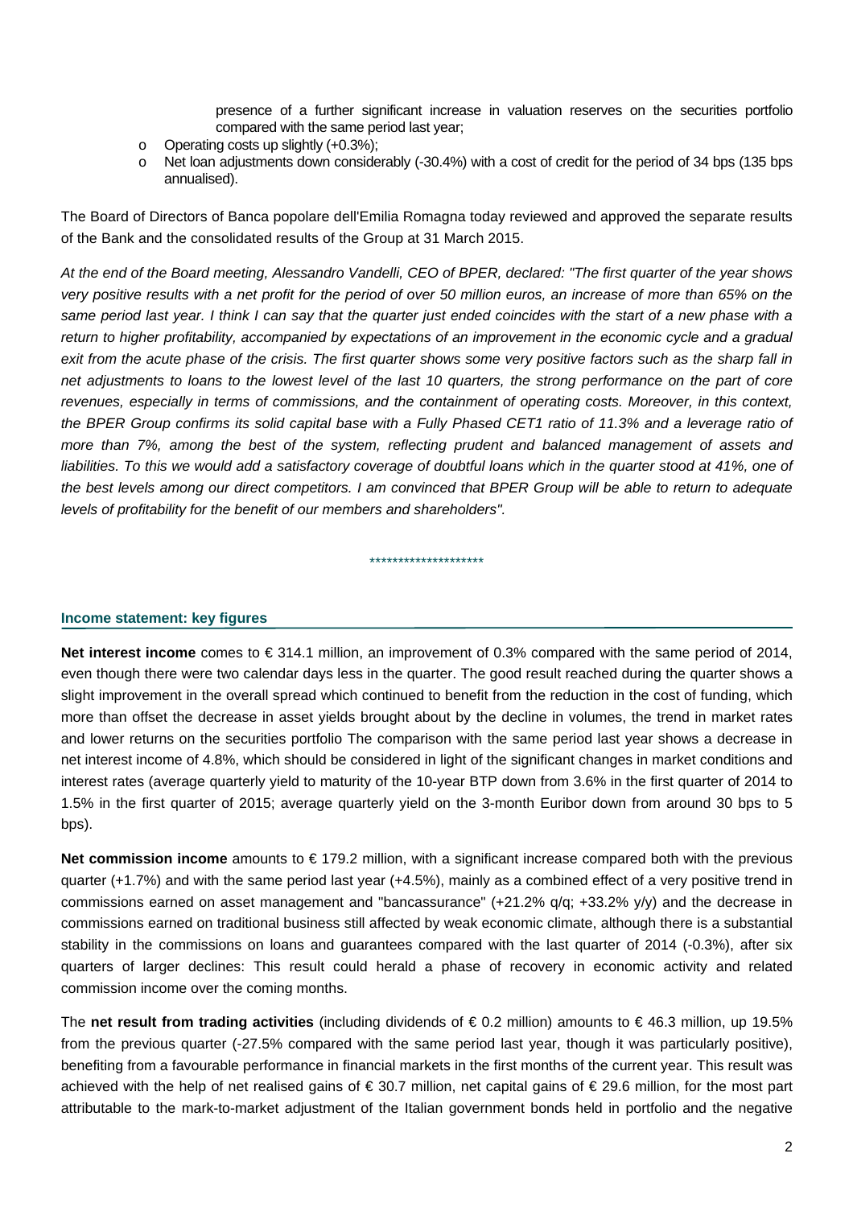presence of a further significant increase in valuation reserves on the securities portfolio compared with the same period last year;

- Operating costs up slightly (+0.3%);
- Net loan adjustments down considerably (-30.4%) with a cost of credit for the period of 34 bps (135 bps annualised).

The Board of Directors of Banca popolare dell'Emilia Romagna today reviewed and approved the separate results of the Bank and the consolidated results of the Group at 31 March 2015.

*At the end of the Board meeting, Alessandro Vandelli, CEO of BPER, declared: "The first quarter of the year shows very positive results with a net profit for the period of over 50 million euros, an increase of more than 65% on the same period last year. I think I can say that the quarter just ended coincides with the start of a new phase with a return to higher profitability, accompanied by expectations of an improvement in the economic cycle and a gradual exit from the acute phase of the crisis. The first quarter shows some very positive factors such as the sharp fall in net adjustments to loans to the lowest level of the last 10 quarters, the strong performance on the part of core revenues, especially in terms of commissions, and the containment of operating costs. Moreover, in this context, the BPER Group confirms its solid capital base with a Fully Phased CET1 ratio of 11.3% and a leverage ratio of more than 7%, among the best of the system, reflecting prudent and balanced management of assets and liabilities. To this we would add a satisfactory coverage of doubtful loans which in the quarter stood at 41%, one of the best levels among our direct competitors. I am convinced that BPER Group will be able to return to adequate levels of profitability for the benefit of our members and shareholders".*

********************

## Income statement: key figures

**Net interest income** comes to € 314.1 million, an improvement of 0.3% compared with the same period of 2014, even though there were two calendar days less in the quarter. The good result reached during the quarter shows a slight improvement in the overall spread which continued to benefit from the reduction in the cost of funding, which more than offset the decrease in asset yields brought about by the decline in volumes, the trend in market rates and lower returns on the securities portfolio The comparison with the same period last year shows a decrease in net interest income of 4.8%, which should be considered in light of the significant changes in market conditions and interest rates (average quarterly yield to maturity of the 10-year BTP down from 3.6% in the first quarter of 2014 to 1.5% in the first quarter of 2015; average quarterly yield on the 3-month Euribor down from around 30 bps to 5 bps).

**Net commission income** amounts to € 179.2 million, with a significant increase compared both with the previous quarter (+1.7%) and with the same period last year (+4.5%), mainly as a combined effect of a very positive trend in commissions earned on asset management and "bancassurance" (+21.2% q/q; +33.2% y/y) and the decrease in commissions earned on traditional business still affected by weak economic climate, although there is a substantial stability in the commissions on loans and guarantees compared with the last quarter of 2014 (-0.3%), after six quarters of larger declines: This result could herald a phase of recovery in economic activity and related commission income over the coming months.

The **net result from trading activities** (including dividends of € 0.2 million) amounts to € 46.3 million, up 19.5% from the previous quarter (-27.5% compared with the same period last year, though it was particularly positive), benefiting from a favourable performance in financial markets in the first months of the current year. This result was achieved with the help of net realised gains of € 30.7 million, net capital gains of € 29.6 million, for the most part attributable to the mark-to-market adjustment of the Italian government bonds held in portfolio and the negative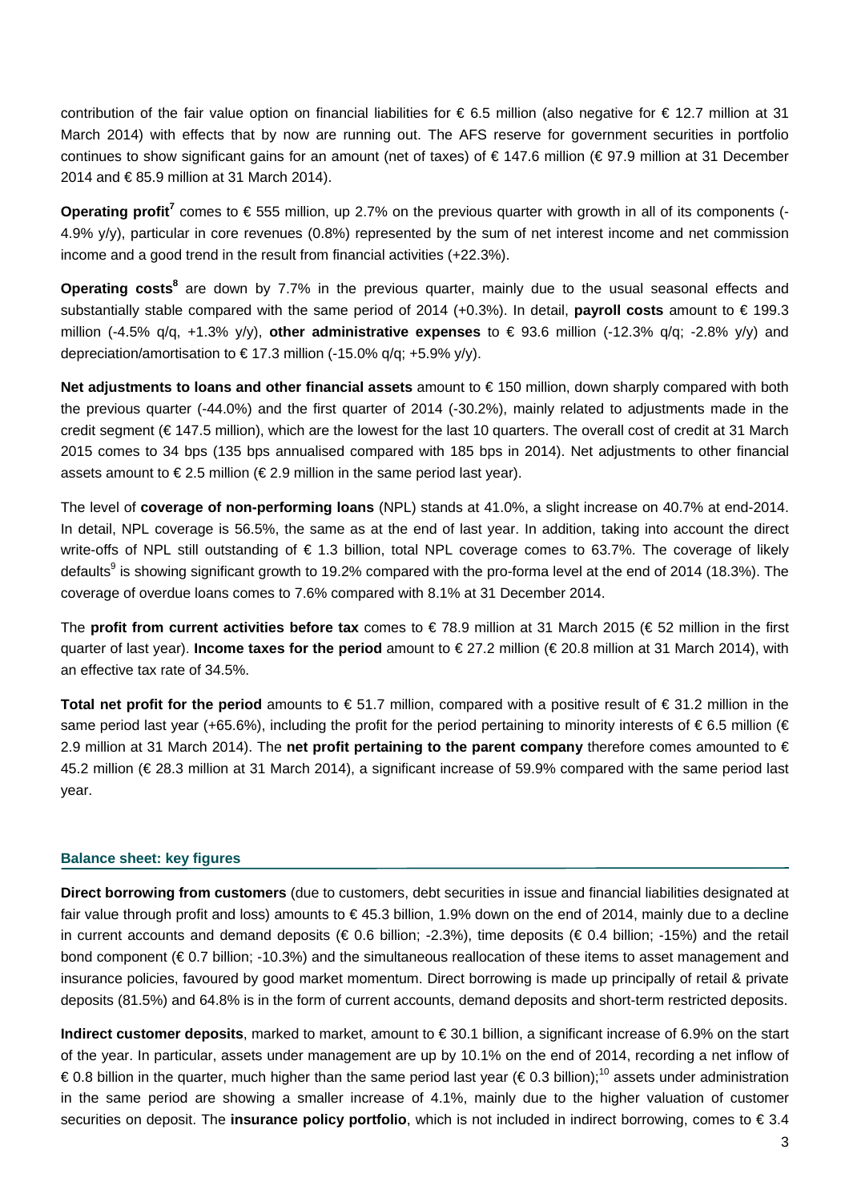contribution of the fair value option on financial liabilities for € 6.5 million (also negative for € 12.7 million at 31 March 2014) with effects that by now are running out. The AFS reserve for government securities in portfolio continues to show significant gains for an amount (net of taxes) of € 147.6 million (€ 97.9 million at 31 December 2014 and € 85.9 million at 31 March 2014).

**Operating profit**[7] comes to € 555 million, up 2.7% on the previous quarter with growth in all of its components (-4.9% y/y), particular in core revenues (0.8%) represented by the sum of net interest income and net commission income and a good trend in the result from financial activities (+22.3%).

**Operating costs**[8] are down by 7.7% in the previous quarter, mainly due to the usual seasonal effects and substantially stable compared with the same period of 2014 (+0.3%). In detail, **payroll costs** amount to € 199.3 million (-4.5% q/q, +1.3% y/y), **other administrative expenses** to € 93.6 million (-12.3% q/q; -2.8% y/y) and depreciation/amortisation to € 17.3 million (-15.0% q/q; +5.9% y/y).

**Net adjustments to loans and other financial assets** amount to € 150 million, down sharply compared with both the previous quarter (-44.0%) and the first quarter of 2014 (-30.2%), mainly related to adjustments made in the credit segment (€ 147.5 million), which are the lowest for the last 10 quarters. The overall cost of credit at 31 March 2015 comes to 34 bps (135 bps annualised compared with 185 bps in 2014). Net adjustments to other financial assets amount to € 2.5 million (€ 2.9 million in the same period last year).

The level of **coverage of non-performing loans** (NPL) stands at 41.0%, a slight increase on 40.7% at end-2014. In detail, NPL coverage is 56.5%, the same as at the end of last year. In addition, taking into account the direct write-offs of NPL still outstanding of € 1.3 billion, total NPL coverage comes to 63.7%. The coverage of likely defaults[9] is showing significant growth to 19.2% compared with the pro-forma level at the end of 2014 (18.3%). The coverage of overdue loans comes to 7.6% compared with 8.1% at 31 December 2014.

The **profit from current activities before tax** comes to € 78.9 million at 31 March 2015 (€ 52 million in the first quarter of last year). **Income taxes for the period** amount to € 27.2 million (€ 20.8 million at 31 March 2014), with an effective tax rate of 34.5%.

**Total net profit for the period** amounts to € 51.7 million, compared with a positive result of € 31.2 million in the same period last year (+65.6%), including the profit for the period pertaining to minority interests of € 6.5 million (€ 2.9 million at 31 March 2014). The **net profit pertaining to the parent company** therefore comes amounted to € 45.2 million (€ 28.3 million at 31 March 2014), a significant increase of 59.9% compared with the same period last year.

## Balance sheet: key figures

**Direct borrowing from customers** (due to customers, debt securities in issue and financial liabilities designated at fair value through profit and loss) amounts to € 45.3 billion, 1.9% down on the end of 2014, mainly due to a decline in current accounts and demand deposits (€ 0.6 billion; -2.3%), time deposits (€ 0.4 billion; -15%) and the retail bond component (€ 0.7 billion; -10.3%) and the simultaneous reallocation of these items to asset management and insurance policies, favoured by good market momentum. Direct borrowing is made up principally of retail & private deposits (81.5%) and 64.8% is in the form of current accounts, demand deposits and short-term restricted deposits.

**Indirect customer deposits**, marked to market, amount to € 30.1 billion, a significant increase of 6.9% on the start of the year. In particular, assets under management are up by 10.1% on the end of 2014, recording a net inflow of € 0.8 billion in the quarter, much higher than the same period last year (€ 0.3 billion);[10] assets under administration in the same period are showing a smaller increase of 4.1%, mainly due to the higher valuation of customer securities on deposit. The **insurance policy portfolio**, which is not included in indirect borrowing, comes to € 3.4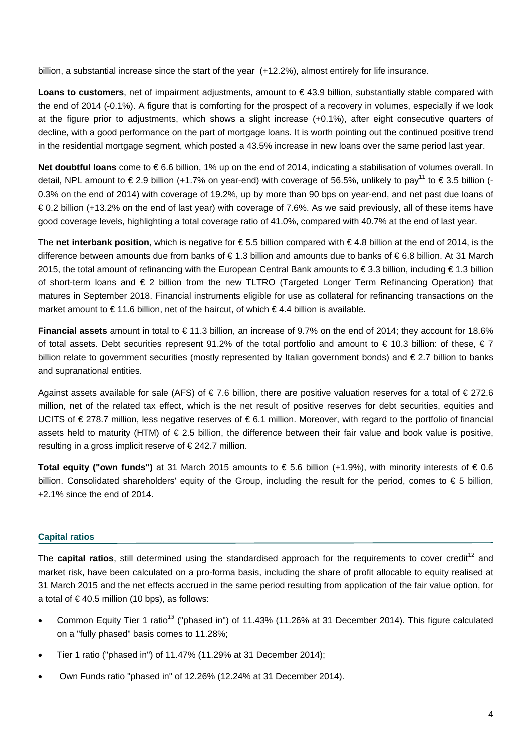billion, a substantial increase since the start of the year (+12.2%), almost entirely for life insurance.

**Loans to customers**, net of impairment adjustments, amount to € 43.9 billion, substantially stable compared with the end of 2014 (-0.1%). A figure that is comforting for the prospect of a recovery in volumes, especially if we look at the figure prior to adjustments, which shows a slight increase (+0.1%), after eight consecutive quarters of decline, with a good performance on the part of mortgage loans. It is worth pointing out the continued positive trend in the residential mortgage segment, which posted a 43.5% increase in new loans over the same period last year.

**Net doubtful loans** come to € 6.6 billion, 1% up on the end of 2014, indicating a stabilisation of volumes overall. In detail, NPL amount to € 2.9 billion (+1.7% on year-end) with coverage of 56.5%, unlikely to pay[11] to € 3.5 billion (-0.3% on the end of 2014) with coverage of 19.2%, up by more than 90 bps on year-end, and net past due loans of € 0.2 billion (+13.2% on the end of last year) with coverage of 7.6%. As we said previously, all of these items have good coverage levels, highlighting a total coverage ratio of 41.0%, compared with 40.7% at the end of last year.

The **net interbank position**, which is negative for € 5.5 billion compared with € 4.8 billion at the end of 2014, is the difference between amounts due from banks of € 1.3 billion and amounts due to banks of € 6.8 billion. At 31 March 2015, the total amount of refinancing with the European Central Bank amounts to € 3.3 billion, including € 1.3 billion of short-term loans and € 2 billion from the new TLTRO (Targeted Longer Term Refinancing Operation) that matures in September 2018. Financial instruments eligible for use as collateral for refinancing transactions on the market amount to € 11.6 billion, net of the haircut, of which € 4.4 billion is available.

**Financial assets** amount in total to € 11.3 billion, an increase of 9.7% on the end of 2014; they account for 18.6% of total assets. Debt securities represent 91.2% of the total portfolio and amount to € 10.3 billion: of these, € 7 billion relate to government securities (mostly represented by Italian government bonds) and € 2.7 billion to banks and supranational entities.

Against assets available for sale (AFS) of € 7.6 billion, there are positive valuation reserves for a total of € 272.6 million, net of the related tax effect, which is the net result of positive reserves for debt securities, equities and UCITS of € 278.7 million, less negative reserves of € 6.1 million. Moreover, with regard to the portfolio of financial assets held to maturity (HTM) of € 2.5 billion, the difference between their fair value and book value is positive, resulting in a gross implicit reserve of € 242.7 million.

**Total equity ("own funds")** at 31 March 2015 amounts to € 5.6 billion (+1.9%), with minority interests of € 0.6 billion. Consolidated shareholders' equity of the Group, including the result for the period, comes to € 5 billion, +2.1% since the end of 2014.

## Capital ratios

The **capital ratios**, still determined using the standardised approach for the requirements to cover credit[12] and market risk, have been calculated on a pro-forma basis, including the share of profit allocable to equity realised at 31 March 2015 and the net effects accrued in the same period resulting from application of the fair value option, for a total of € 40.5 million (10 bps), as follows:

- Common Equity Tier 1 ratio[13] ("phased in") of 11.43% (11.26% at 31 December 2014). This figure calculated on a "fully phased" basis comes to 11.28%;
- Tier 1 ratio ("phased in") of 11.47% (11.29% at 31 December 2014);
- Own Funds ratio "phased in" of 12.26% (12.24% at 31 December 2014).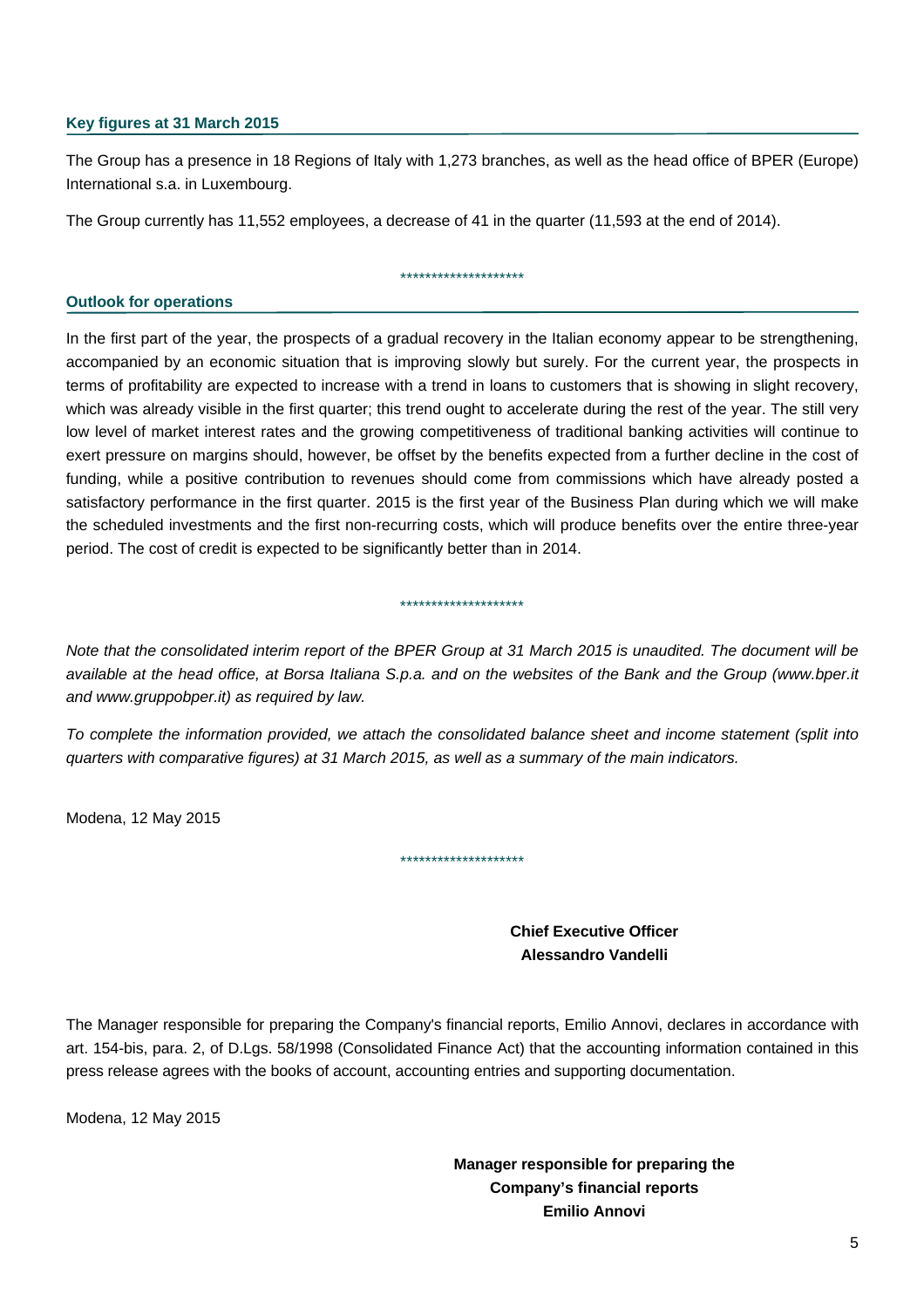## Key figures at 31 March 2015

The Group has a presence in 18 Regions of Italy with 1,273 branches, as well as the head office of BPER (Europe) International s.a. in Luxembourg.

The Group currently has 11,552 employees, a decrease of 41 in the quarter (11,593 at the end of 2014).

********************

## Outlook for operations

In the first part of the year, the prospects of a gradual recovery in the Italian economy appear to be strengthening, accompanied by an economic situation that is improving slowly but surely. For the current year, the prospects in terms of profitability are expected to increase with a trend in loans to customers that is showing in slight recovery, which was already visible in the first quarter; this trend ought to accelerate during the rest of the year. The still very low level of market interest rates and the growing competitiveness of traditional banking activities will continue to exert pressure on margins should, however, be offset by the benefits expected from a further decline in the cost of funding, while a positive contribution to revenues should come from commissions which have already posted a satisfactory performance in the first quarter. 2015 is the first year of the Business Plan during which we will make the scheduled investments and the first non-recurring costs, which will produce benefits over the entire three-year period. The cost of credit is expected to be significantly better than in 2014.

********************

*Note that the consolidated interim report of the BPER Group at 31 March 2015 is unaudited. The document will be available at the head office, at Borsa Italiana S.p.a. and on the websites of the Bank and the Group (www.bper.it and www.gruppobper.it) as required by law.*

*To complete the information provided, we attach the consolidated balance sheet and income statement (split into quarters with comparative figures) at 31 March 2015, as well as a summary of the main indicators.*

Modena, 12 May 2015

********************

**Chief Executive Officer**
**Alessandro Vandelli**

The Manager responsible for preparing the Company's financial reports, Emilio Annovi, declares in accordance with art. 154-bis, para. 2, of D.Lgs. 58/1998 (Consolidated Finance Act) that the accounting information contained in this press release agrees with the books of account, accounting entries and supporting documentation.

Modena, 12 May 2015

**Manager responsible for preparing the**
**Company's financial reports**
**Emilio Annovi**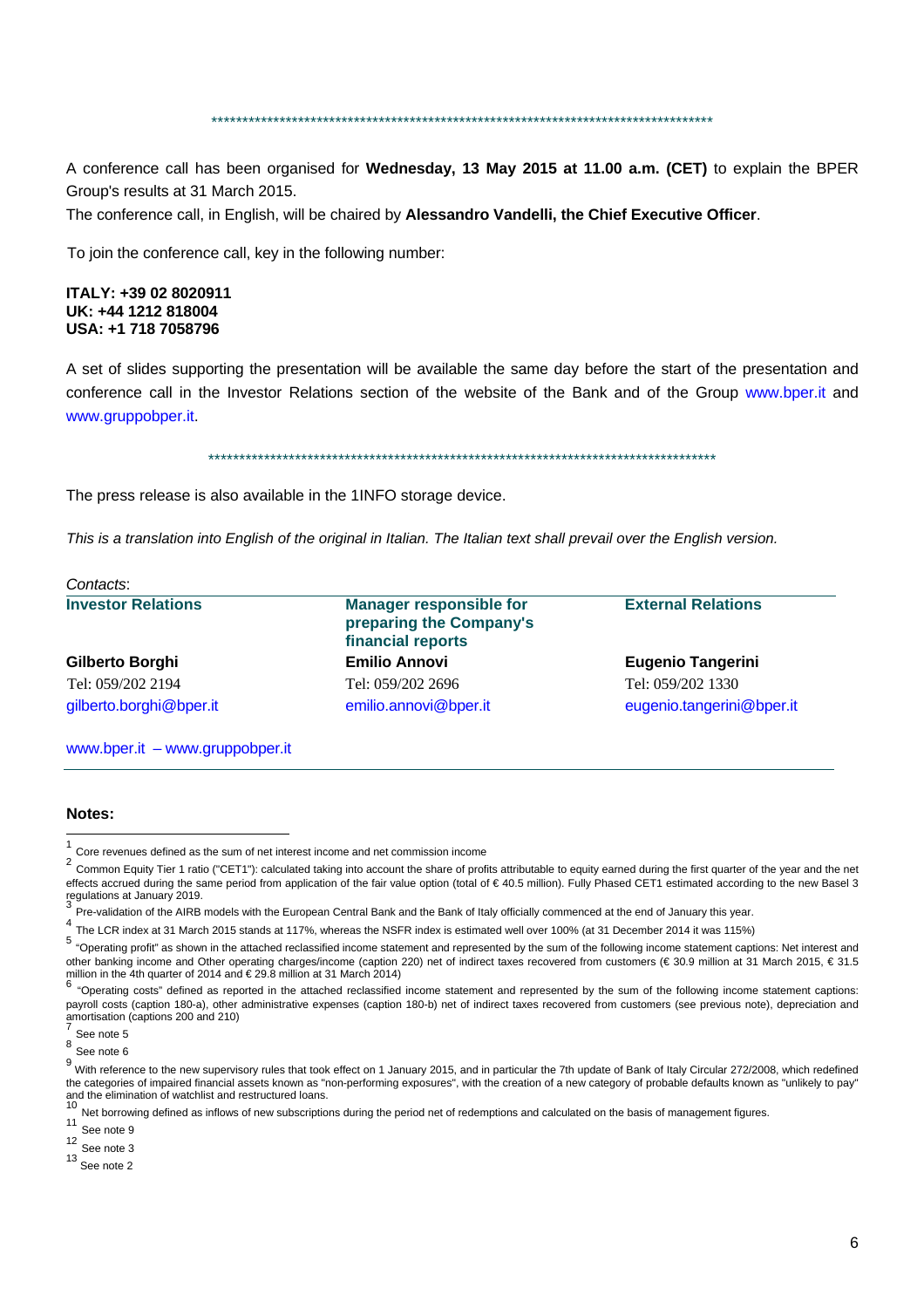\*\*\*\*\*\*\*\*\*\*\*\*\*\*\*\*\*\*\*\*\*\*\*\*\*\*\*\*\*\*\*\*\*\*\*\*\*\*\*\*\*\*\*\*\*\*\*\*\*\*\*\*\*\*\*\*\*\*\*\*\*\*\*\*\*\*\*\*\*\*\*\*\*\*\*\*\*\*\*\*

A conference call has been organised for **Wednesday, 13 May 2015 at 11.00 a.m. (CET)** to explain the BPER Group's results at 31 March 2015.

The conference call, in English, will be chaired by **Alessandro Vandelli, the Chief Executive Officer**.

To join the conference call, key in the following number:

**ITALY: +39 02 8020911**
**UK: +44 1212 818004**
**USA: +1 718 7058796**

A set of slides supporting the presentation will be available the same day before the start of the presentation and conference call in the Investor Relations section of the website of the Bank and of the Group www.bper.it and www.gruppobper.it.

\*\*\*\*\*\*\*\*\*\*\*\*\*\*\*\*\*\*\*\*\*\*\*\*\*\*\*\*\*\*\*\*\*\*\*\*\*\*\*\*\*\*\*\*\*\*\*\*\*\*\*\*\*\*\*\*\*\*\*\*\*\*\*\*\*\*\*\*\*\*\*\*\*\*\*\*\*\*\*\*

The press release is also available in the 1INFO storage device.

*This is a translation into English of the original in Italian. The Italian text shall prevail over the English version.*

*Contacts*:

| **Investor Relations** | **Manager responsible for preparing the Company's financial reports** | **External Relations** |
|---|---|---|
| **Gilberto Borghi** | **Emilio Annovi** | **Eugenio Tangerini** |
| Tel: 059/202 2194 | Tel: 059/202 2696 | Tel: 059/202 1330 |
| gilberto.borghi@bper.it | emilio.annovi@bper.it | eugenio.tangerini@bper.it |

www.bper.it – www.gruppobper.it

**Notes:**

[1] Core revenues defined as the sum of net interest income and net commission income

[2] Common Equity Tier 1 ratio ("CET1"): calculated taking into account the share of profits attributable to equity earned during the first quarter of the year and the net effects accrued during the same period from application of the fair value option (total of € 40.5 million). Fully Phased CET1 estimated according to the new Basel 3 regulations at January 2019.

[3] Pre-validation of the AIRB models with the European Central Bank and the Bank of Italy officially commenced at the end of January this year.

[4] The LCR index at 31 March 2015 stands at 117%, whereas the NSFR index is estimated well over 100% (at 31 December 2014 it was 115%)

[5] "Operating profit" as shown in the attached reclassified income statement and represented by the sum of the following income statement captions: Net interest and other banking income and Other operating charges/income (caption 220) net of indirect taxes recovered from customers (€ 30.9 million at 31 March 2015, € 31.5 million in the 4th quarter of 2014 and € 29.8 million at 31 March 2014)

[6] "Operating costs" defined as reported in the attached reclassified income statement and represented by the sum of the following income statement captions: payroll costs (caption 180-a), other administrative expenses (caption 180-b) net of indirect taxes recovered from customers (see previous note), depreciation and amortisation (captions 200 and 210)

[7] See note 5

[8] See note 6

[9] With reference to the new supervisory rules that took effect on 1 January 2015, and in particular the 7th update of Bank of Italy Circular 272/2008, which redefined the categories of impaired financial assets known as "non-performing exposures", with the creation of a new category of probable defaults known as "unlikely to pay" and the elimination of watchlist and restructured loans.

[10] Net borrowing defined as inflows of new subscriptions during the period net of redemptions and calculated on the basis of management figures.

[11] See note 9

[12] See note 3

[13] See note 2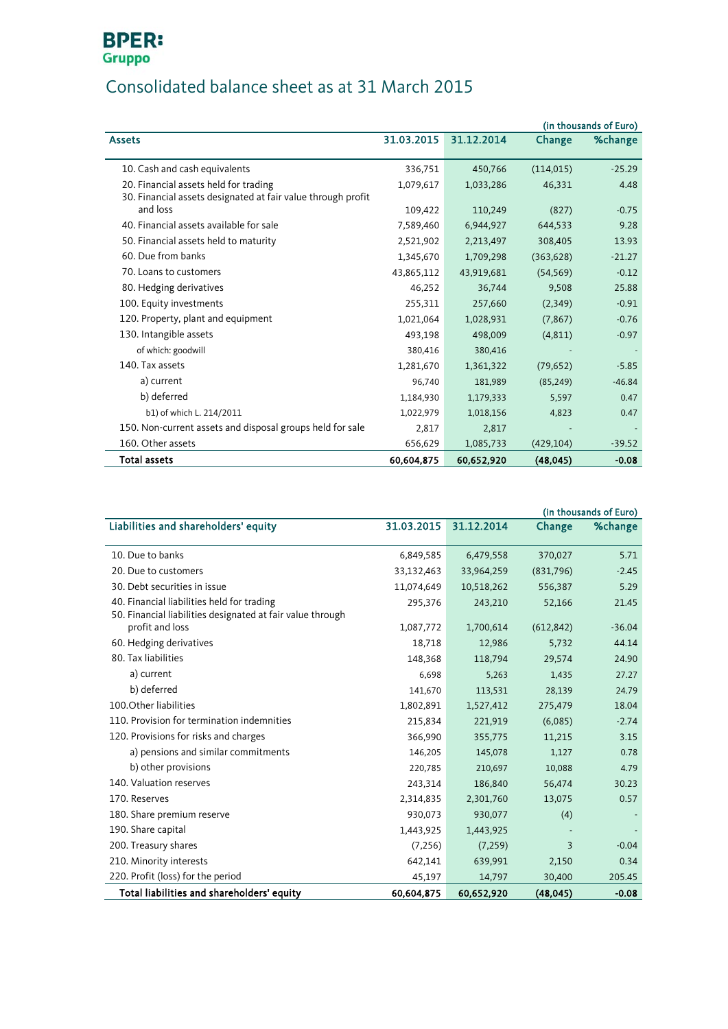BPER:
Gruppo

# Consolidated balance sheet as at 31 March 2015

(in thousands of Euro)

| Assets | 31.03.2015 | 31.12.2014 | Change | %change |
|---|---|---|---|---|
| 10. Cash and cash equivalents | 336,751 | 450,766 | (114,015) | -25.29 |
| 20. Financial assets held for trading | 1,079,617 | 1,033,286 | 46,331 | 4.48 |
| 30. Financial assets designated at fair value through profit and loss | 109,422 | 110,249 | (827) | -0.75 |
| 40. Financial assets available for sale | 7,589,460 | 6,944,927 | 644,533 | 9.28 |
| 50. Financial assets held to maturity | 2,521,902 | 2,213,497 | 308,405 | 13.93 |
| 60. Due from banks | 1,345,670 | 1,709,298 | (363,628) | -21.27 |
| 70. Loans to customers | 43,865,112 | 43,919,681 | (54,569) | -0.12 |
| 80. Hedging derivatives | 46,252 | 36,744 | 9,508 | 25.88 |
| 100. Equity investments | 255,311 | 257,660 | (2,349) | -0.91 |
| 120. Property, plant and equipment | 1,021,064 | 1,028,931 | (7,867) | -0.76 |
| 130. Intangible assets | 493,198 | 498,009 | (4,811) | -0.97 |
| of which: goodwill | 380,416 | 380,416 | - | - |
| 140. Tax assets | 1,281,670 | 1,361,322 | (79,652) | -5.85 |
| a) current | 96,740 | 181,989 | (85,249) | -46.84 |
| b) deferred | 1,184,930 | 1,179,333 | 5,597 | 0.47 |
| b1) of which L. 214/2011 | 1,022,979 | 1,018,156 | 4,823 | 0.47 |
| 150. Non-current assets and disposal groups held for sale | 2,817 | 2,817 | - | - |
| 160. Other assets | 656,629 | 1,085,733 | (429,104) | -39.52 |
| **Total assets** | **60,604,875** | **60,652,920** | **(48,045)** | **-0.08** |

(in thousands of Euro)

| Liabilities and shareholders' equity | 31.03.2015 | 31.12.2014 | Change | %change |
|---|---|---|---|---|
| 10. Due to banks | 6,849,585 | 6,479,558 | 370,027 | 5.71 |
| 20. Due to customers | 33,132,463 | 33,964,259 | (831,796) | -2.45 |
| 30. Debt securities in issue | 11,074,649 | 10,518,262 | 556,387 | 5.29 |
| 40. Financial liabilities held for trading | 295,376 | 243,210 | 52,166 | 21.45 |
| 50. Financial liabilities designated at fair value through profit and loss | 1,087,772 | 1,700,614 | (612,842) | -36.04 |
| 60. Hedging derivatives | 18,718 | 12,986 | 5,732 | 44.14 |
| 80. Tax liabilities | 148,368 | 118,794 | 29,574 | 24.90 |
| a) current | 6,698 | 5,263 | 1,435 | 27.27 |
| b) deferred | 141,670 | 113,531 | 28,139 | 24.79 |
| 100.Other liabilities | 1,802,891 | 1,527,412 | 275,479 | 18.04 |
| 110. Provision for termination indemnities | 215,834 | 221,919 | (6,085) | -2.74 |
| 120. Provisions for risks and charges | 366,990 | 355,775 | 11,215 | 3.15 |
| a) pensions and similar commitments | 146,205 | 145,078 | 1,127 | 0.78 |
| b) other provisions | 220,785 | 210,697 | 10,088 | 4.79 |
| 140. Valuation reserves | 243,314 | 186,840 | 56,474 | 30.23 |
| 170. Reserves | 2,314,835 | 2,301,760 | 13,075 | 0.57 |
| 180. Share premium reserve | 930,073 | 930,077 | (4) | - |
| 190. Share capital | 1,443,925 | 1,443,925 | - | - |
| 200. Treasury shares | (7,256) | (7,259) | 3 | -0.04 |
| 210. Minority interests | 642,141 | 639,991 | 2,150 | 0.34 |
| 220. Profit (loss) for the period | 45,197 | 14,797 | 30,400 | 205.45 |
| **Total liabilities and shareholders' equity** | **60,604,875** | **60,652,920** | **(48,045)** | **-0.08** |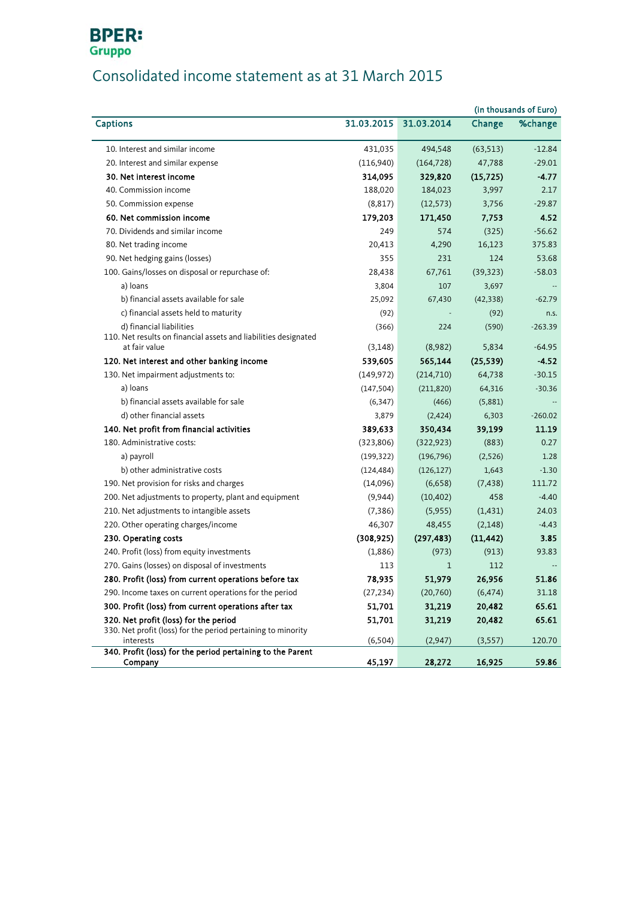BPER:
Gruppo

# Consolidated income statement as at 31 March 2015

(in thousands of Euro)

| Captions | 31.03.2015 | 31.03.2014 | Change | %change |
|---|---|---|---|---|
| 10. Interest and similar income | 431,035 | 494,548 | (63,513) | -12.84 |
| 20. Interest and similar expense | (116,940) | (164,728) | 47,788 | -29.01 |
| **30. Net interest income** | **314,095** | **329,820** | **(15,725)** | **-4.77** |
| 40. Commission income | 188,020 | 184,023 | 3,997 | 2.17 |
| 50. Commission expense | (8,817) | (12,573) | 3,756 | -29.87 |
| **60. Net commission income** | **179,203** | **171,450** | **7,753** | **4.52** |
| 70. Dividends and similar income | 249 | 574 | (325) | -56.62 |
| 80. Net trading income | 20,413 | 4,290 | 16,123 | 375.83 |
| 90. Net hedging gains (losses) | 355 | 231 | 124 | 53.68 |
| 100. Gains/losses on disposal or repurchase of: | 28,438 | 67,761 | (39,323) | -58.03 |
| a) loans | 3,804 | 107 | 3,697 | -- |
| b) financial assets available for sale | 25,092 | 67,430 | (42,338) | -62.79 |
| c) financial assets held to maturity | (92) | - | (92) | n.s. |
| d) financial liabilities | (366) | 224 | (590) | -263.39 |
| 110. Net results on financial assets and liabilities designated at fair value | (3,148) | (8,982) | 5,834 | -64.95 |
| **120. Net interest and other banking income** | **539,605** | **565,144** | **(25,539)** | **-4.52** |
| 130. Net impairment adjustments to: | (149,972) | (214,710) | 64,738 | -30.15 |
| a) loans | (147,504) | (211,820) | 64,316 | -30.36 |
| b) financial assets available for sale | (6,347) | (466) | (5,881) | -- |
| d) other financial assets | 3,879 | (2,424) | 6,303 | -260.02 |
| **140. Net profit from financial activities** | **389,633** | **350,434** | **39,199** | **11.19** |
| 180. Administrative costs: | (323,806) | (322,923) | (883) | 0.27 |
| a) payroll | (199,322) | (196,796) | (2,526) | 1.28 |
| b) other administrative costs | (124,484) | (126,127) | 1,643 | -1.30 |
| 190. Net provision for risks and charges | (14,096) | (6,658) | (7,438) | 111.72 |
| 200. Net adjustments to property, plant and equipment | (9,944) | (10,402) | 458 | -4.40 |
| 210. Net adjustments to intangible assets | (7,386) | (5,955) | (1,431) | 24.03 |
| 220. Other operating charges/income | 46,307 | 48,455 | (2,148) | -4.43 |
| **230. Operating costs** | **(308,925)** | **(297,483)** | **(11,442)** | **3.85** |
| 240. Profit (loss) from equity investments | (1,886) | (973) | (913) | 93.83 |
| 270. Gains (losses) on disposal of investments | 113 | 1 | 112 | -- |
| **280. Profit (loss) from current operations before tax** | **78,935** | **51,979** | **26,956** | **51.86** |
| 290. Income taxes on current operations for the period | (27,234) | (20,760) | (6,474) | 31.18 |
| **300. Profit (loss) from current operations after tax** | **51,701** | **31,219** | **20,482** | **65.61** |
| **320. Net profit (loss) for the period** | **51,701** | **31,219** | **20,482** | **65.61** |
| 330. Net profit (loss) for the period pertaining to minority interests | (6,504) | (2,947) | (3,557) | 120.70 |
| **340. Profit (loss) for the period pertaining to the Parent Company** | **45,197** | **28,272** | **16,925** | **59.86** |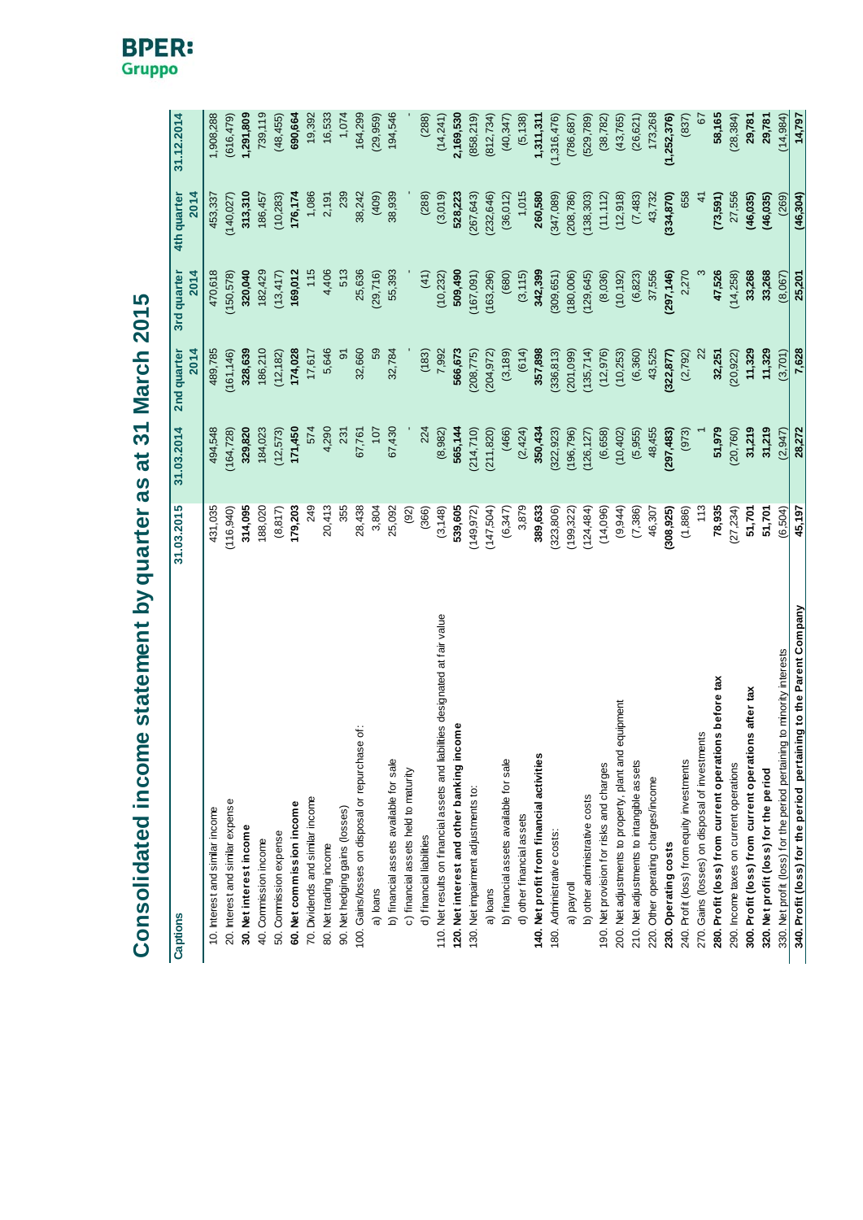# Consolidated income statement by quarter as at 31 March 2015

| Captions | 31.03.2015 | 31.03.2014 | 2nd quarter 2014 | 3rd quarter 2014 | 4th quarter 2014 | 31.12.2014 |
|---|---|---|---|---|---|---|
| 10. Interest and similar income | 431,035 | 494,548 | 489,785 | 470,618 | 453,337 | 1,908,288 |
| 20. Interest and similar expense | (116,940) | (164,728) | (161,146) | (150,578) | (140,027) | (616,479) |
| **30. Net interest income** | **314,095** | **329,820** | **328,639** | **320,040** | **313,310** | **1,291,809** |
| 40. Commission income | 188,020 | 184,023 | 186,210 | 182,429 | 186,457 | 739,119 |
| 50. Commission expense | (8,817) | (12,573) | (12,182) | (13,417) | (10,283) | (48,455) |
| **60. Net commission income** | **179,203** | **171,450** | **174,028** | **169,012** | **176,174** | **690,664** |
| 70. Dividends and similar income | 249 | 574 | 17,617 | 115 | 1,086 | 19,392 |
| 80. Net trading income | 20,413 | 4,290 | 5,646 | 4,406 | 2,191 | 16,533 |
| 90. Net hedging gains (losses) | 355 | 231 | 91 | 513 | 239 | 1,074 |
| 100. Gains/losses on disposal or repurchase of: | 28,438 | 67,761 | 32,660 | 25,636 | 38,242 | 164,299 |
| a) loans | 3,804 | 107 | 59 | (29,716) | (409) | (29,959) |
| b) financial assets available for sale | 25,092 | 67,430 | 32,784 | 55,393 | 38,939 | 194,546 |
| c) financial assets held to maturity | (92) | - | - | - | - | - |
| d) financial liabilities | (366) | 224 | (183) | (41) | (288) | (288) |
| 110. Net results on financial assets and liabilities designated at fair value | (3,148) | (8,982) | 7,992 | (10,232) | (3,019) | (14,241) |
| **120. Net interest and other banking income** | **539,605** | **565,144** | **566,673** | **509,490** | **528,223** | **2,169,530** |
| 130. Net impairment adjustments to: | (149,972) | (214,710) | (208,775) | (167,091) | (267,643) | (858,219) |
| a) loans | (147,504) | (211,820) | (204,972) | (163,296) | (232,646) | (812,734) |
| b) financial assets available for sale | (6,347) | (466) | (3,189) | (680) | (36,012) | (40,347) |
| d) other financial assets | 3,879 | (2,424) | (614) | (3,115) | 1,015 | (5,138) |
| **140. Net profit from financial activities** | **389,633** | **350,434** | **357,898** | **342,399** | **260,580** | **1,311,311** |
| 180. Administrative costs: | (323,806) | (322,923) | (336,813) | (309,651) | (347,089) | (1,316,476) |
| a) payroll | (199,322) | (196,796) | (201,099) | (180,006) | (208,786) | (786,687) |
| b) other administrative costs | (124,484) | (126,127) | (135,714) | (129,645) | (138,303) | (529,789) |
| 190. Net provision for risks and charges | (14,096) | (6,658) | (12,976) | (8,036) | (11,112) | (38,782) |
| 200. Net adjustments to property, plant and equipment | (9,944) | (10,402) | (10,253) | (10,192) | (12,918) | (43,765) |
| 210. Net adjustments to intangible assets | (7,386) | (5,955) | (6,360) | (6,823) | (7,483) | (26,621) |
| 220. Other operating charges/income | 46,307 | 48,455 | 43,525 | 37,556 | 43,732 | 173,268 |
| **230. Operating costs** | **(308,925)** | **(297,483)** | **(322,877)** | **(297,146)** | **(334,870)** | **(1,252,376)** |
| 240. Profit (loss) from equity investments | (1,886) | (973) | (2,792) | 2,270 | 658 | (837) |
| 270. Gains (losses) on disposal of investments | 113 | 1 | 22 | 3 | 41 | 67 |
| **280. Profit (loss) from current operations before tax** | **78,935** | **51,979** | **32,251** | **47,526** | **(73,591)** | **58,165** |
| 290. Income taxes on current operations | (27,234) | (20,760) | (20,922) | (14,258) | 27,556 | (28,384) |
| **300. Profit (loss) from current operations after tax** | **51,701** | **31,219** | **11,329** | **33,268** | **(46,035)** | **29,781** |
| **320. Net profit (loss) for the period** | **51,701** | **31,219** | **11,329** | **33,268** | **(46,035)** | **29,781** |
| 330. Net profit (loss) for the period pertaining to minority interests | (6,504) | (2,947) | (3,701) | (8,067) | (269) | (14,984) |
| **340. Profit (loss) for the period pertaining to the Parent Company** | **45,197** | **28,272** | **7,628** | **25,201** | **(46,304)** | **14,797** |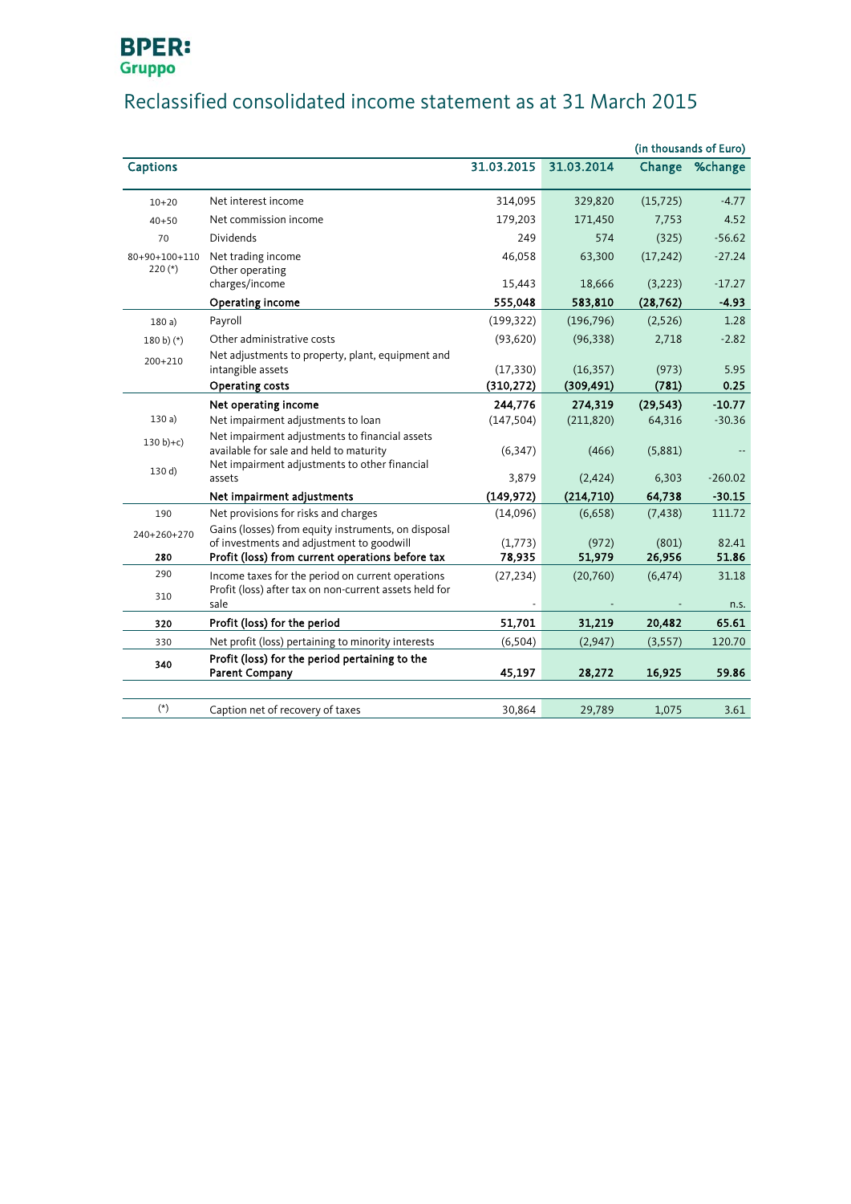BPER:
Gruppo

# Reclassified consolidated income statement as at 31 March 2015

(in thousands of Euro)

| Captions | | 31.03.2015 | 31.03.2014 | Change | %change |
|---|---|---|---|---|---|
| 10+20 | Net interest income | 314,095 | 329,820 | (15,725) | -4.77 |
| 40+50 | Net commission income | 179,203 | 171,450 | 7,753 | 4.52 |
| 70 | Dividends | 249 | 574 | (325) | -56.62 |
| 80+90+100+110 | Net trading income | 46,058 | 63,300 | (17,242) | -27.24 |
| 220 (*) | Other operating charges/income | 15,443 | 18,666 | (3,223) | -17.27 |
| | **Operating income** | **555,048** | **583,810** | **(28,762)** | **-4.93** |
| 180 a) | Payroll | (199,322) | (196,796) | (2,526) | 1.28 |
| 180 b) (*) | Other administrative costs | (93,620) | (96,338) | 2,718 | -2.82 |
| 200+210 | Net adjustments to property, plant, equipment and intangible assets | (17,330) | (16,357) | (973) | 5.95 |
| | **Operating costs** | **(310,272)** | **(309,491)** | **(781)** | **0.25** |
| | **Net operating income** | **244,776** | **274,319** | **(29,543)** | **-10.77** |
| 130 a) | Net impairment adjustments to loan | (147,504) | (211,820) | 64,316 | -30.36 |
| 130 b)+c) | Net impairment adjustments to financial assets available for sale and held to maturity | (6,347) | (466) | (5,881) | -- |
| 130 d) | Net impairment adjustments to other financial assets | 3,879 | (2,424) | 6,303 | -260.02 |
| | **Net impairment adjustments** | **(149,972)** | **(214,710)** | **64,738** | **-30.15** |
| 190 | Net provisions for risks and charges | (14,096) | (6,658) | (7,438) | 111.72 |
| 240+260+270 | Gains (losses) from equity instruments, on disposal of investments and adjustment to goodwill | (1,773) | (972) | (801) | 82.41 |
| **280** | **Profit (loss) from current operations before tax** | **78,935** | **51,979** | **26,956** | **51.86** |
| 290 | Income taxes for the period on current operations | (27,234) | (20,760) | (6,474) | 31.18 |
| 310 | Profit (loss) after tax on non-current assets held for sale | - | - | - | n.s. |
| **320** | **Profit (loss) for the period** | **51,701** | **31,219** | **20,482** | **65.61** |
| 330 | Net profit (loss) pertaining to minority interests | (6,504) | (2,947) | (3,557) | 120.70 |
| **340** | **Profit (loss) for the period pertaining to the Parent Company** | **45,197** | **28,272** | **16,925** | **59.86** |
| | | | | | |
| (*) | Caption net of recovery of taxes | 30,864 | 29,789 | 1,075 | 3.61 |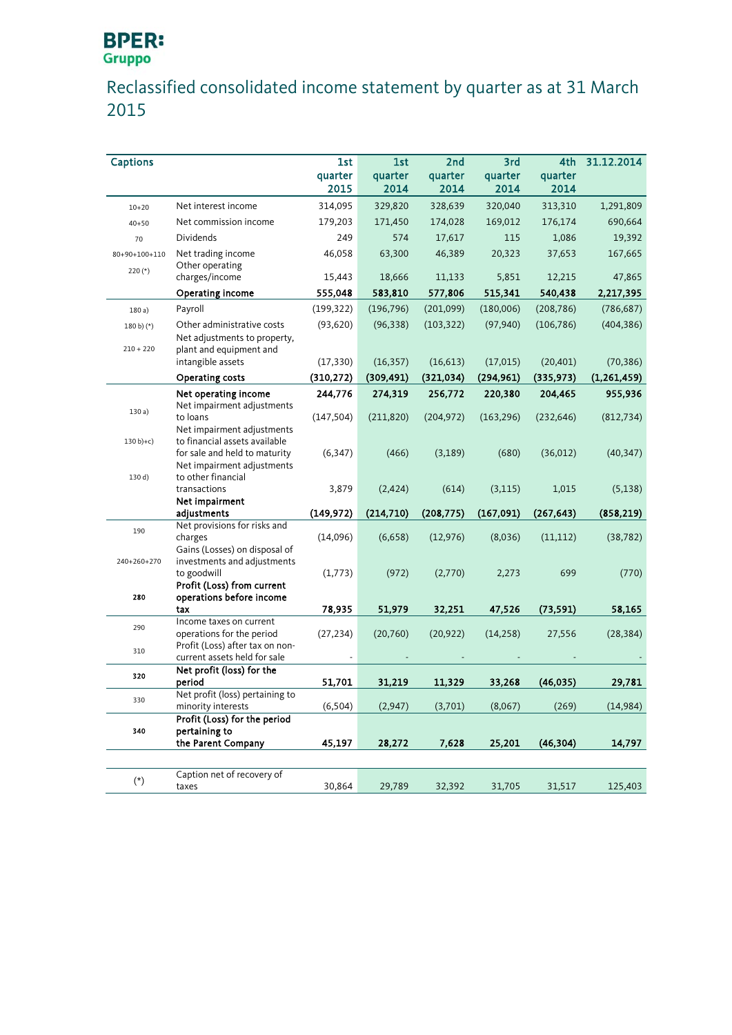BPER:
Gruppo

# Reclassified consolidated income statement by quarter as at 31 March 2015

| Captions | | 1st quarter 2015 | 1st quarter 2014 | 2nd quarter 2014 | 3rd quarter 2014 | 4th quarter 2014 | 31.12.2014 |
|---|---|---|---|---|---|---|---|
| 10+20 | Net interest income | 314,095 | 329,820 | 328,639 | 320,040 | 313,310 | 1,291,809 |
| 40+50 | Net commission income | 179,203 | 171,450 | 174,028 | 169,012 | 176,174 | 690,664 |
| 70 | Dividends | 249 | 574 | 17,617 | 115 | 1,086 | 19,392 |
| 80+90+100+110 | Net trading income | 46,058 | 63,300 | 46,389 | 20,323 | 37,653 | 167,665 |
| 220 (*) | Other operating charges/income | 15,443 | 18,666 | 11,133 | 5,851 | 12,215 | 47,865 |
| | **Operating income** | **555,048** | **583,810** | **577,806** | **515,341** | **540,438** | **2,217,395** |
| 180 a) | Payroll | (199,322) | (196,796) | (201,099) | (180,006) | (208,786) | (786,687) |
| 180 b) (*) | Other administrative costs | (93,620) | (96,338) | (103,322) | (97,940) | (106,786) | (404,386) |
| 210 + 220 | Net adjustments to property, plant and equipment and intangible assets | (17,330) | (16,357) | (16,613) | (17,015) | (20,401) | (70,386) |
| | **Operating costs** | **(310,272)** | **(309,491)** | **(321,034)** | **(294,961)** | **(335,973)** | **(1,261,459)** |
| | **Net operating income** | **244,776** | **274,319** | **256,772** | **220,380** | **204,465** | **955,936** |
| 130 a) | Net impairment adjustments to loans | (147,504) | (211,820) | (204,972) | (163,296) | (232,646) | (812,734) |
| 130 b)+c) | Net impairment adjustments to financial assets available for sale and held to maturity | (6,347) | (466) | (3,189) | (680) | (36,012) | (40,347) |
| 130 d) | Net impairment adjustments to other financial transactions | 3,879 | (2,424) | (614) | (3,115) | 1,015 | (5,138) |
| | **Net impairment adjustments** | **(149,972)** | **(214,710)** | **(208,775)** | **(167,091)** | **(267,643)** | **(858,219)** |
| 190 | Net provisions for risks and charges | (14,096) | (6,658) | (12,976) | (8,036) | (11,112) | (38,782) |
| 240+260+270 | Gains (Losses) on disposal of investments and adjustments to goodwill | (1,773) | (972) | (2,770) | 2,273 | 699 | (770) |
| **280** | **Profit (Loss) from current operations before income tax** | **78,935** | **51,979** | **32,251** | **47,526** | **(73,591)** | **58,165** |
| 290 | Income taxes on current operations for the period | (27,234) | (20,760) | (20,922) | (14,258) | 27,556 | (28,384) |
| 310 | Profit (Loss) after tax on non-current assets held for sale | - | - | - | - | - | - |
| **320** | **Net profit (loss) for the period** | **51,701** | **31,219** | **11,329** | **33,268** | **(46,035)** | **29,781** |
| 330 | Net profit (loss) pertaining to minority interests | (6,504) | (2,947) | (3,701) | (8,067) | (269) | (14,984) |
| **340** | **Profit (Loss) for the period pertaining to the Parent Company** | **45,197** | **28,272** | **7,628** | **25,201** | **(46,304)** | **14,797** |
| | | | | | | | |
| (*) | Caption net of recovery of taxes | 30,864 | 29,789 | 32,392 | 31,705 | 31,517 | 125,403 |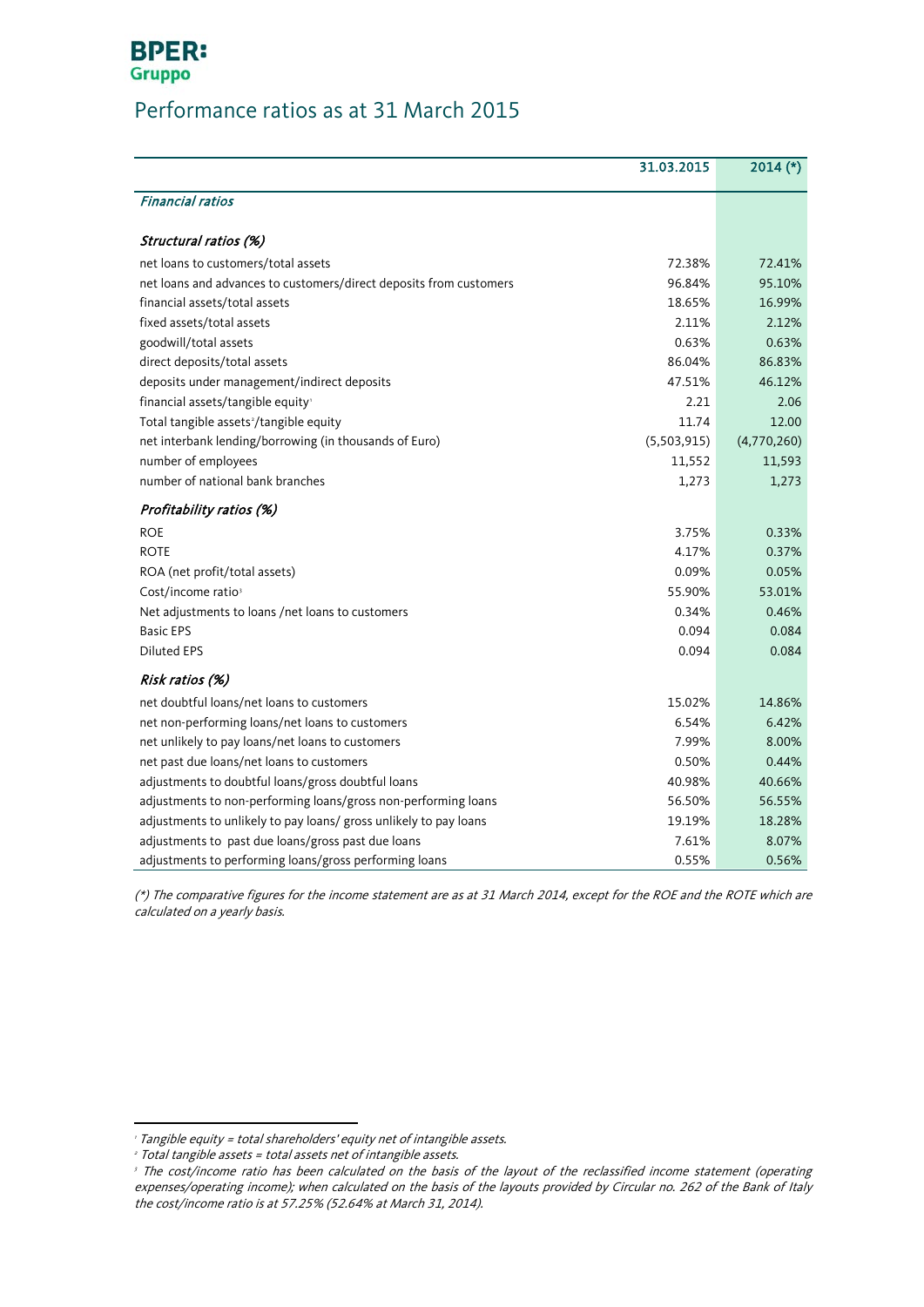**BPER:**
**Gruppo**

# Performance ratios as at 31 March 2015

| | 31.03.2015 | 2014 (*) |
|---|---|---|
| ***Financial ratios*** | | |
| ***Structural ratios (%)*** | | |
| net loans to customers/total assets | 72.38% | 72.41% |
| net loans and advances to customers/direct deposits from customers | 96.84% | 95.10% |
| financial assets/total assets | 18.65% | 16.99% |
| fixed assets/total assets | 2.11% | 2.12% |
| goodwill/total assets | 0.63% | 0.63% |
| direct deposits/total assets | 86.04% | 86.83% |
| deposits under management/indirect deposits | 47.51% | 46.12% |
| financial assets/tangible equity[1] | 2.21 | 2.06 |
| Total tangible assets[2]/tangible equity | 11.74 | 12.00 |
| net interbank lending/borrowing (in thousands of Euro) | (5,503,915) | (4,770,260) |
| number of employees | 11,552 | 11,593 |
| number of national bank branches | 1,273 | 1,273 |
| ***Profitability ratios (%)*** | | |
| ROE | 3.75% | 0.33% |
| ROTE | 4.17% | 0.37% |
| ROA (net profit/total assets) | 0.09% | 0.05% |
| Cost/income ratio[3] | 55.90% | 53.01% |
| Net adjustments to loans /net loans to customers | 0.34% | 0.46% |
| Basic EPS | 0.094 | 0.084 |
| Diluted EPS | 0.094 | 0.084 |
| ***Risk ratios (%)*** | | |
| net doubtful loans/net loans to customers | 15.02% | 14.86% |
| net non-performing loans/net loans to customers | 6.54% | 6.42% |
| net unlikely to pay loans/net loans to customers | 7.99% | 8.00% |
| net past due loans/net loans to customers | 0.50% | 0.44% |
| adjustments to doubtful loans/gross doubtful loans | 40.98% | 40.66% |
| adjustments to non-performing loans/gross non-performing loans | 56.50% | 56.55% |
| adjustments to unlikely to pay loans/ gross unlikely to pay loans | 19.19% | 18.28% |
| adjustments to past due loans/gross past due loans | 7.61% | 8.07% |
| adjustments to performing loans/gross performing loans | 0.55% | 0.56% |

*(\*) The comparative figures for the income statement are as at 31 March 2014, except for the ROE and the ROTE which are calculated on a yearly basis.*

[1] *Tangible equity = total shareholders' equity net of intangible assets.*

[2] *Total tangible assets = total assets net of intangible assets.*

[3] *The cost/income ratio has been calculated on the basis of the layout of the reclassified income statement (operating expenses/operating income); when calculated on the basis of the layouts provided by Circular no. 262 of the Bank of Italy the cost/income ratio is at 57.25% (52.64% at March 31, 2014).*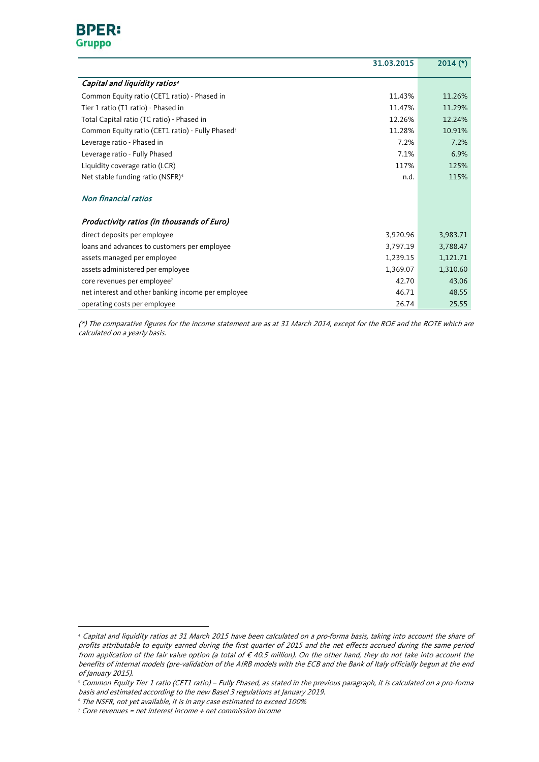| | 31.03.2015 | 2014 (*) |
|---|---|---|
| *Capital and liquidity ratios*[4] | | |
| Common Equity ratio (CET1 ratio) - Phased in | 11.43% | 11.26% |
| Tier 1 ratio (T1 ratio) - Phased in | 11.47% | 11.29% |
| Total Capital ratio (TC ratio) - Phased in | 12.26% | 12.24% |
| Common Equity ratio (CET1 ratio) - Fully Phased[5] | 11.28% | 10.91% |
| Leverage ratio - Phased in | 7.2% | 7.2% |
| Leverage ratio - Fully Phased | 7.1% | 6.9% |
| Liquidity coverage ratio (LCR) | 117% | 125% |
| Net stable funding ratio (NSFR)[6] | n.d. | 115% |
| *Non financial ratios* | | |
| *Productivity ratios (in thousands of Euro)* | | |
| direct deposits per employee | 3,920.96 | 3,983.71 |
| loans and advances to customers per employee | 3,797.19 | 3,788.47 |
| assets managed per employee | 1,239.15 | 1,121.71 |
| assets administered per employee | 1,369.07 | 1,310.60 |
| core revenues per employee[7] | 42.70 | 43.06 |
| net interest and other banking income per employee | 46.71 | 48.55 |
| operating costs per employee | 26.74 | 25.55 |

*(\*) The comparative figures for the income statement are as at 31 March 2014, except for the ROE and the ROTE which are calculated on a yearly basis.*

[4] *Capital and liquidity ratios at 31 March 2015 have been calculated on a pro-forma basis, taking into account the share of profits attributable to equity earned during the first quarter of 2015 and the net effects accrued during the same period from application of the fair value option (a total of € 40.5 million). On the other hand, they do not take into account the benefits of internal models (pre-validation of the AIRB models with the ECB and the Bank of Italy officially begun at the end of January 2015).*

[5] *Common Equity Tier 1 ratio (CET1 ratio) – Fully Phased, as stated in the previous paragraph, it is calculated on a pro-forma basis and estimated according to the new Basel 3 regulations at January 2019.*

[6] *The NSFR, not yet available, it is in any case estimated to exceed 100%*

[7] *Core revenues = net interest income + net commission income*